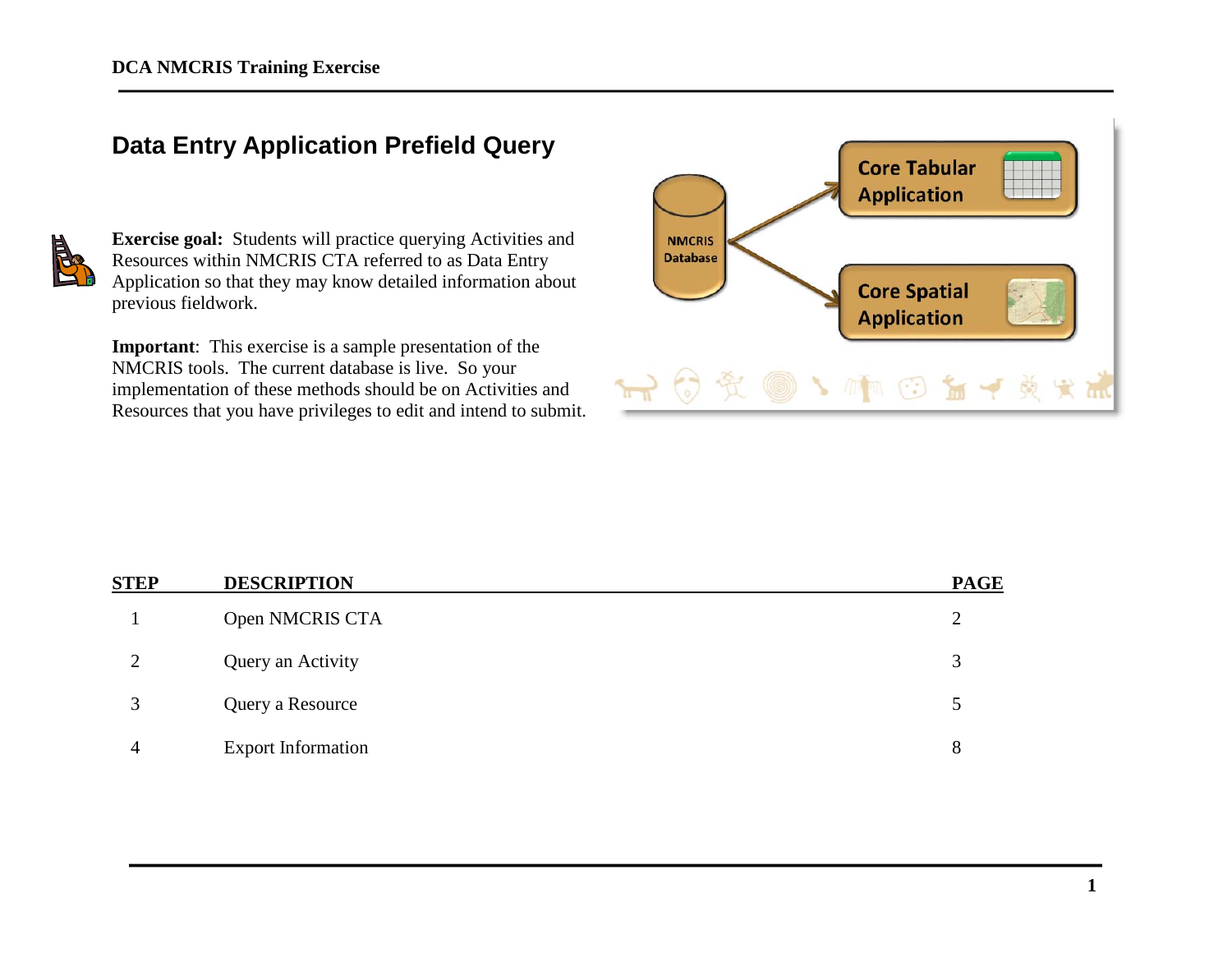# Data Entry Application Prefield Query

**Exercise goal:** Students will practice querying Activities and Resources within NMCRIS CTA referred to as Data Entry Application so that they may know detailed information about previous fieldwork.

**Important**: This exercise is a sample presentation of the NMCRIS tools. The current database is live. So your implementation of these methods should be on Activities and Resources that you have privileges to edit and intend to submit.

NMCRIS Database

Core Tabular Application

Core Spatial Application

| STEP | DESCRIPTION | PAGE |
|---|---|---|
| 1 | Open NMCRIS CTA | 2 |
| 2 | Query an Activity | 3 |
| 3 | Query a Resource | 5 |
| 4 | Export Information | 8 |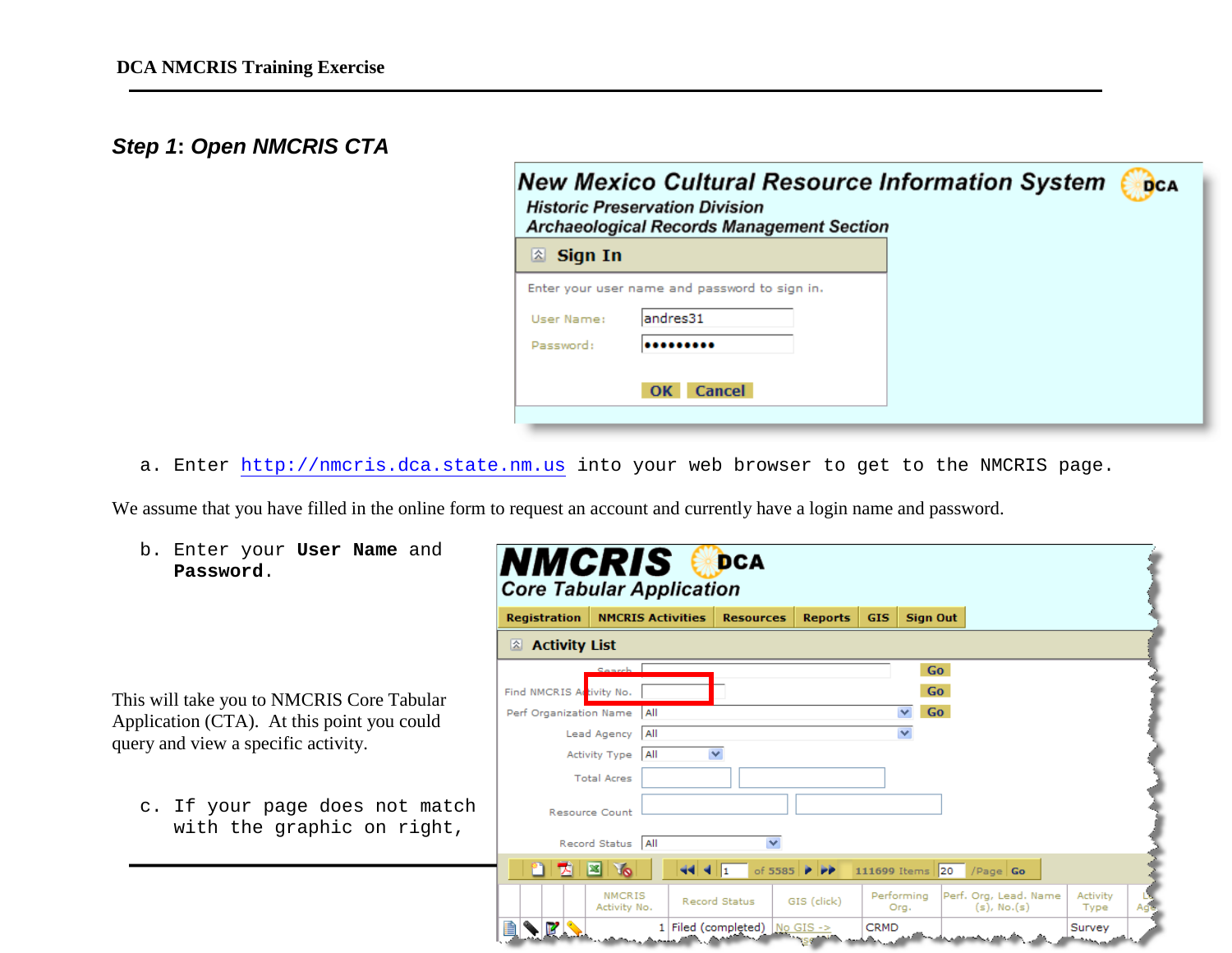## *Step 1: Open NMCRIS CTA*

a. Enter http://nmcris.dca.state.nm.us into your web browser to get to the NMCRIS page.

We assume that you have filled in the online form to request an account and currently have a login name and password.

b. Enter your **User Name** and **Password**.

This will take you to NMCRIS Core Tabular Application (CTA). At this point you could query and view a specific activity.

c. If your page does not match with the graphic on right,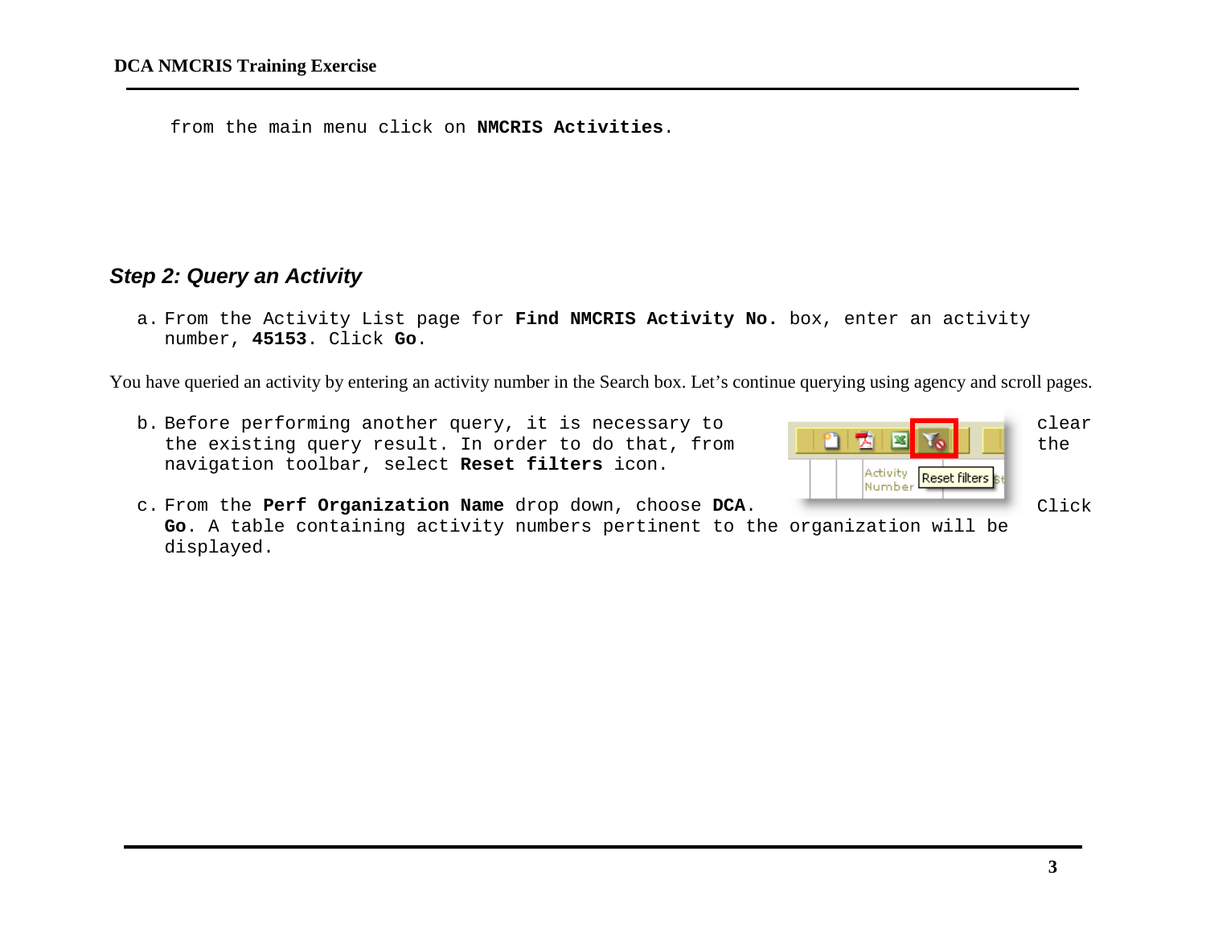from the main menu click on **NMCRIS Activities**.

### *Step 2: Query an Activity*

a. From the Activity List page for **Find NMCRIS Activity No.** box, enter an activity number, **45153**. Click **Go**.

You have queried an activity by entering an activity number in the Search box. Let's continue querying using agency and scroll pages.

b. Before performing another query, it is necessary to clear the existing query result. In order to do that, from the navigation toolbar, select **Reset filters** icon.

c. From the **Perf Organization Name** drop down, choose **DCA**. Click **Go**. A table containing activity numbers pertinent to the organization will be displayed.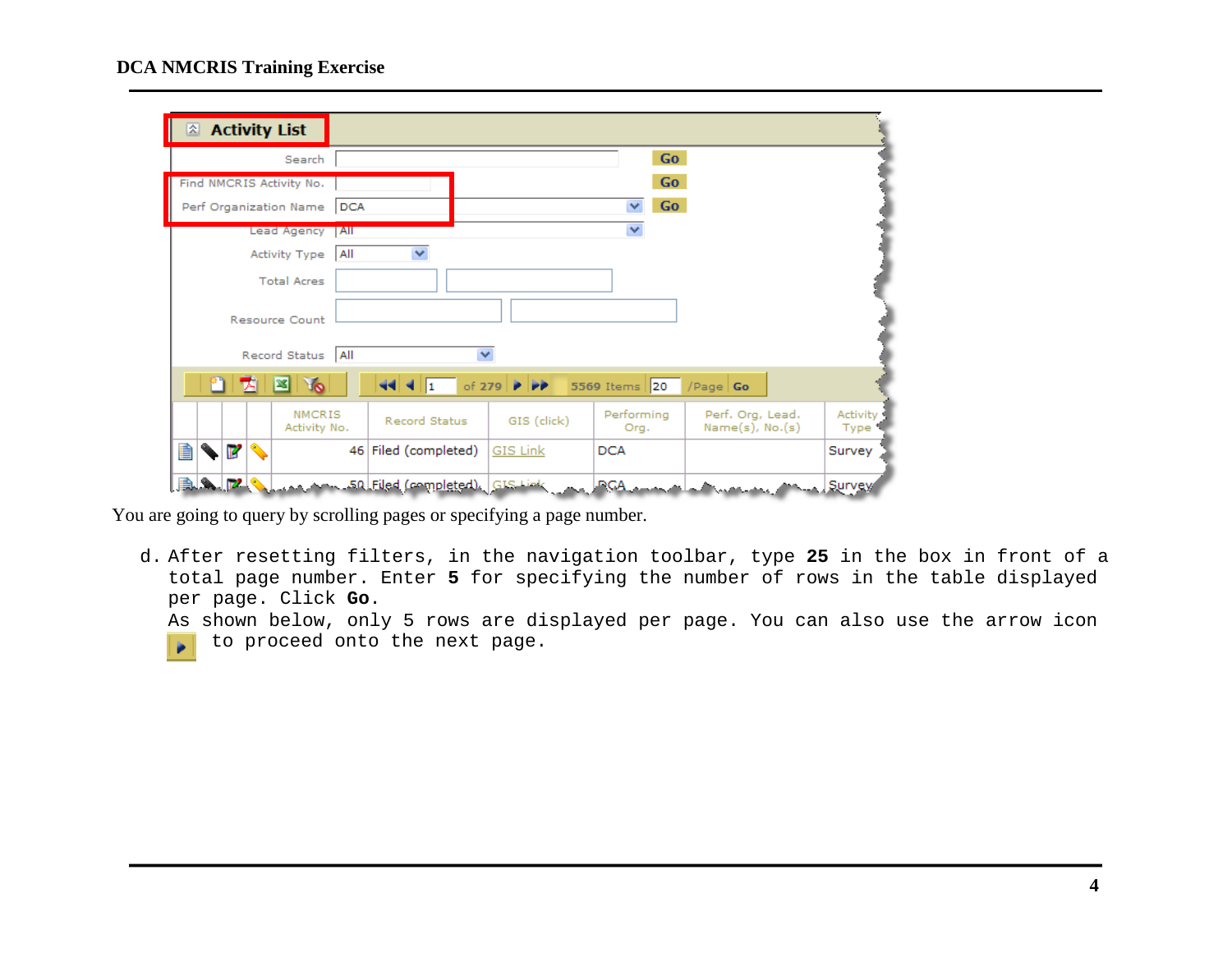You are going to query by scrolling pages or specifying a page number.

d. After resetting filters, in the navigation toolbar, type **25** in the box in front of a total page number. Enter **5** for specifying the number of rows in the table displayed per page. Click **Go**.
   As shown below, only 5 rows are displayed per page. You can also use the arrow icon to proceed onto the next page.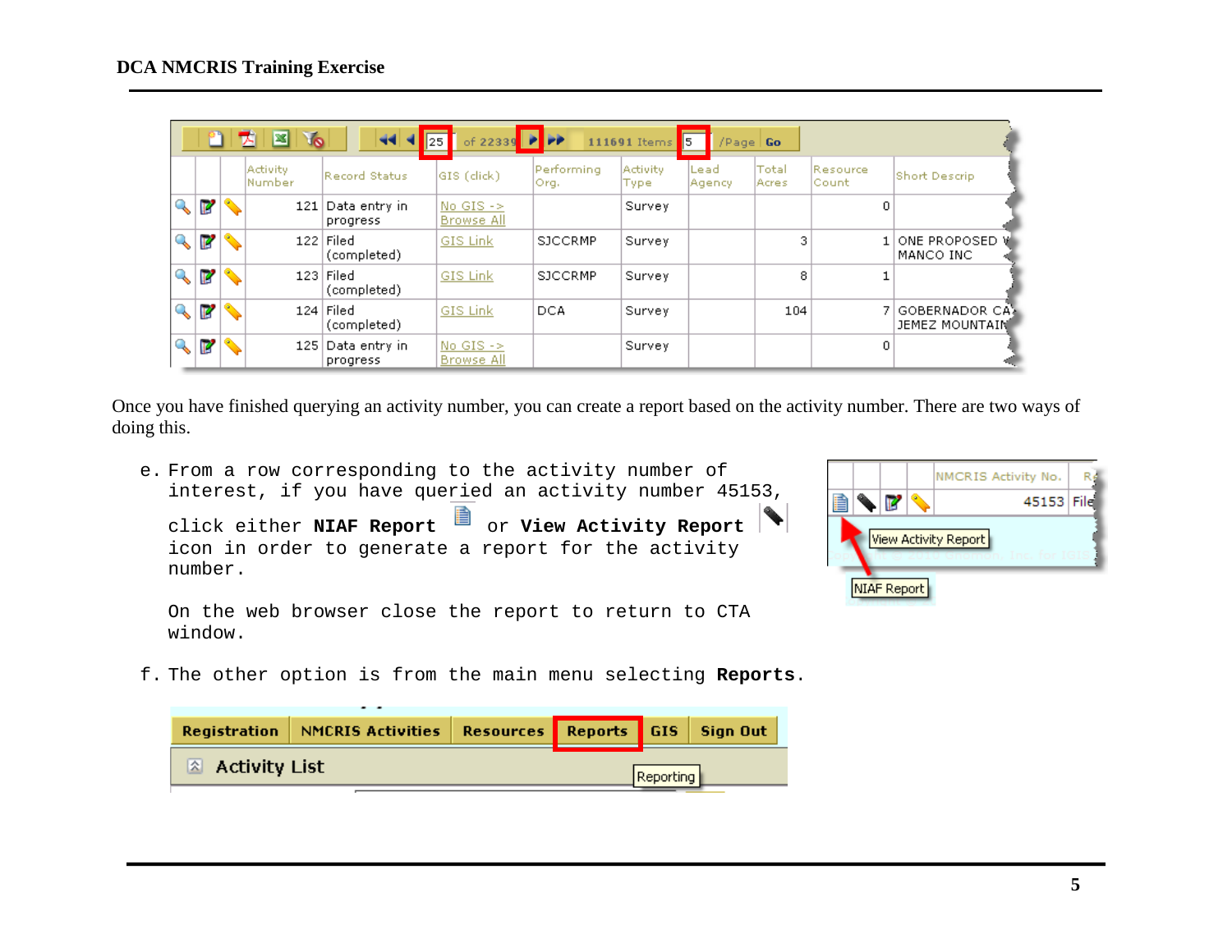25 of 22339 111691 Items 5 /Page Go

| Activity Number | Record Status | GIS (click) | Performing Org. | Activity Type | Lead Agency | Total Acres | Resource Count | Short Descrip |
|---|---|---|---|---|---|---|---|---|
| 121 | Data entry in progress | No GIS -> Browse All | | Survey | | | 0 | |
| 122 | Filed (completed) | GIS Link | SJCCRMP | Survey | | 3 | 1 | ONE PROPOSED W MANCO INC |
| 123 | Filed (completed) | GIS Link | SJCCRMP | Survey | | 8 | 1 | |
| 124 | Filed (completed) | GIS Link | DCA | Survey | | 104 | 7 | GOBERNADOR CA JEMEZ MOUNTAIN |
| 125 | Data entry in progress | No GIS -> Browse All | | Survey | | | 0 | |

Once you have finished querying an activity number, you can create a report based on the activity number. There are two ways of doing this.

e. From a row corresponding to the activity number of interest, if you have queried an activity number 45153, click either **NIAF Report** or **View Activity Report** icon in order to generate a report for the activity number.

   On the web browser close the report to return to CTA window.

NMCRIS Activity No. 45153 File

View Activity Report

NIAF Report

f. The other option is from the main menu selecting **Reports**.

Registration | NMCRIS Activities | Resources | Reports | GIS | Sign Out

Activity List

Reporting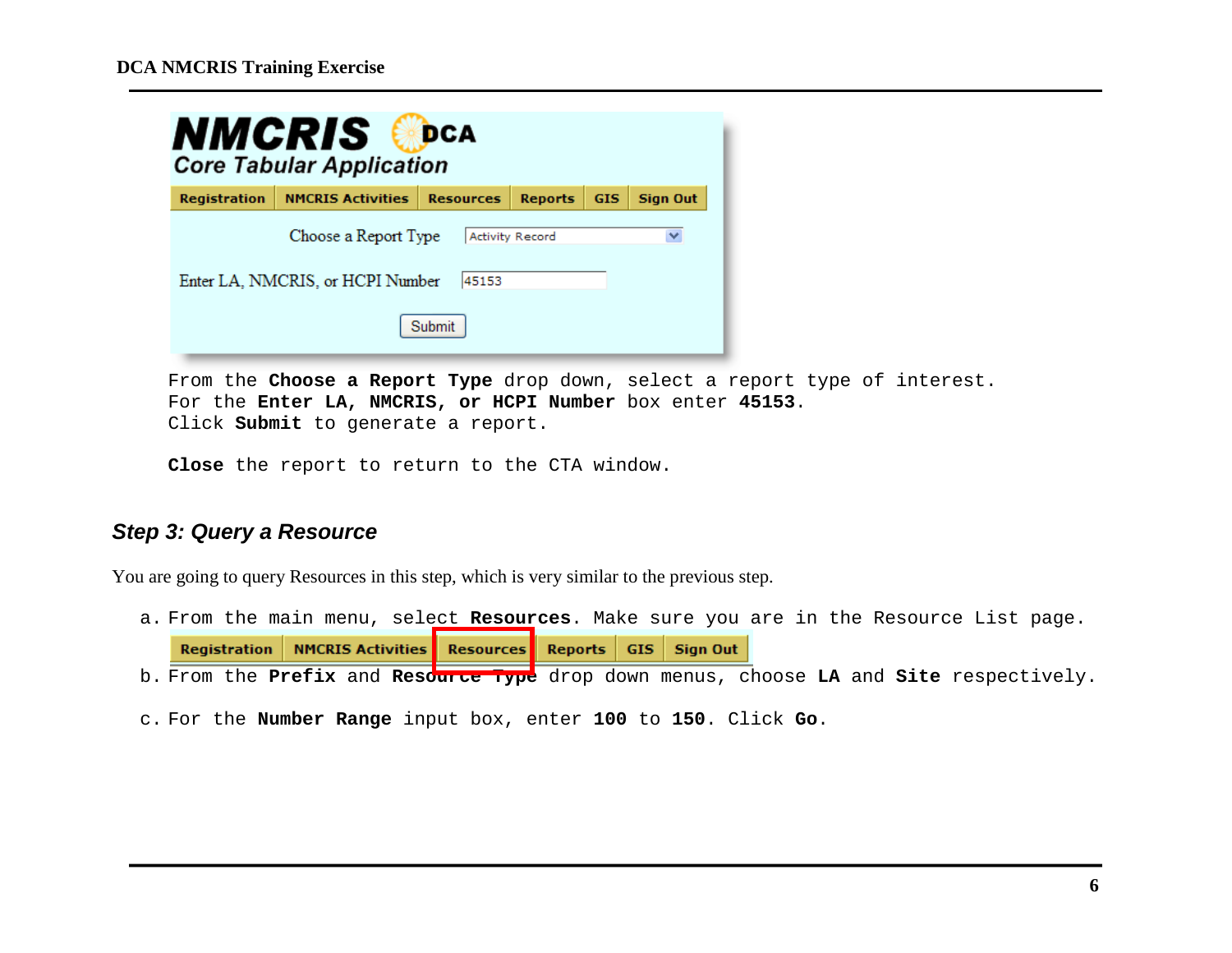From the **Choose a Report Type** drop down, select a report type of interest.
For the **Enter LA, NMCRIS, or HCPI Number** box enter **45153**.
Click **Submit** to generate a report.

**Close** the report to return to the CTA window.

### *Step 3: Query a Resource*

You are going to query Resources in this step, which is very similar to the previous step.

a. From the main menu, select **Resources**. Make sure you are in the Resource List page.

b. From the **Prefix** and **Resource Type** drop down menus, choose **LA** and **Site** respectively.

c. For the **Number Range** input box, enter **100** to **150**. Click **Go**.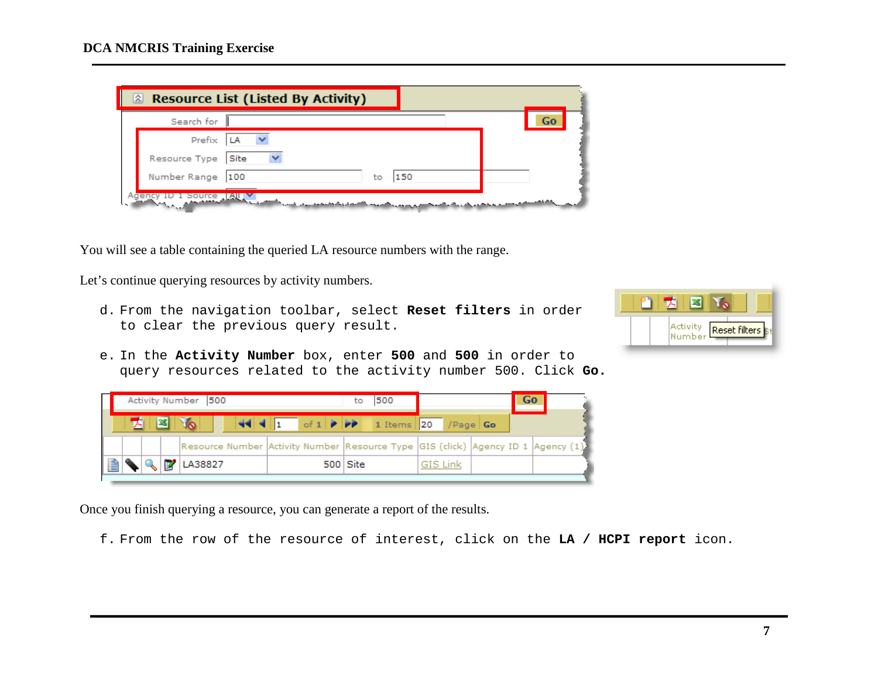You will see a table containing the queried LA resource numbers with the range.

Let's continue querying resources by activity numbers.

d. From the navigation toolbar, select **Reset filters** in order to clear the previous query result.

e. In the **Activity Number** box, enter **500** and **500** in order to query resources related to the activity number 500. Click **Go.**

Once you finish querying a resource, you can generate a report of the results.

f. From the row of the resource of interest, click on the **LA / HCPI report** icon.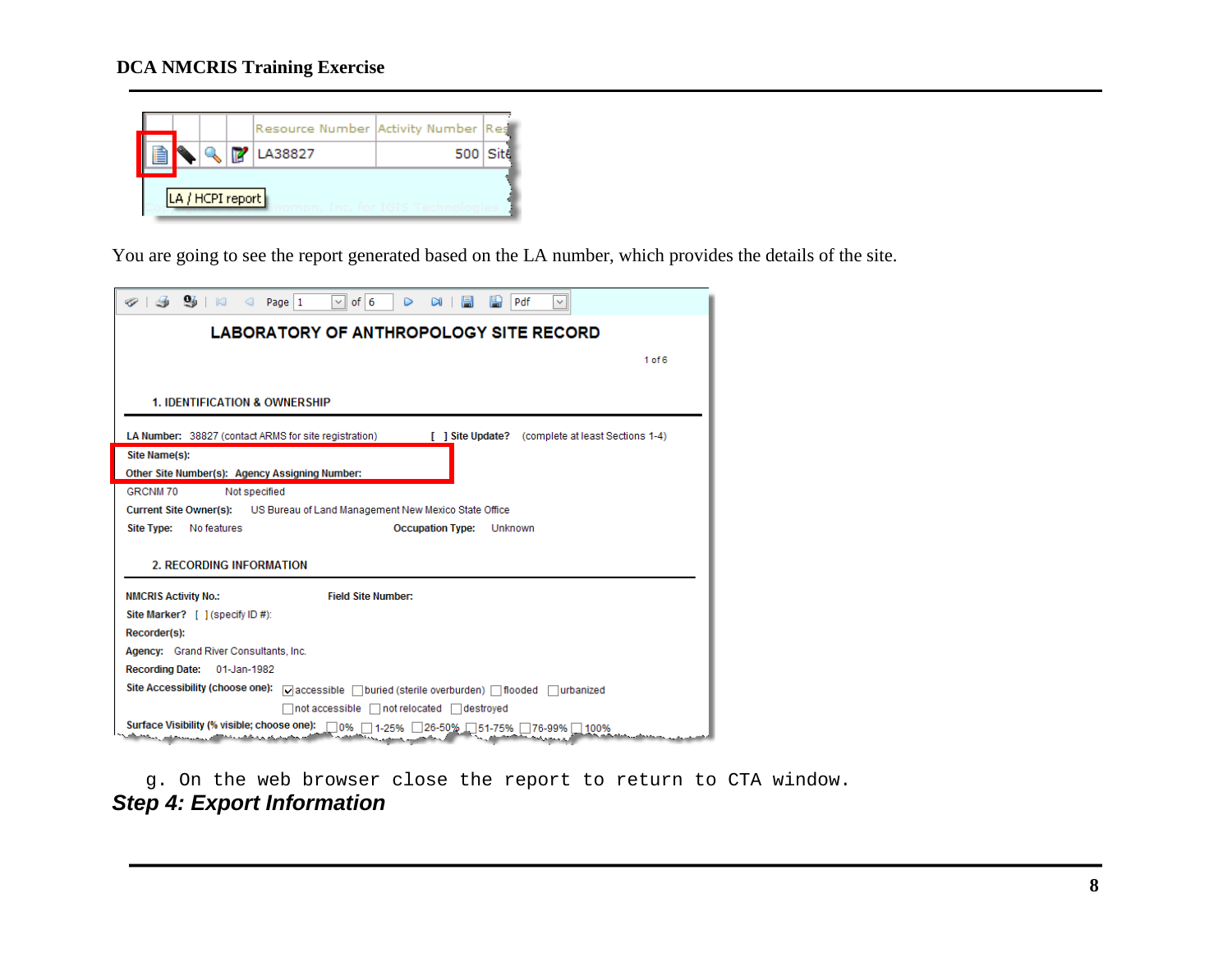You are going to see the report generated based on the LA number, which provides the details of the site.

g. On the web browser close the report to return to CTA window.

***Step 4: Export Information***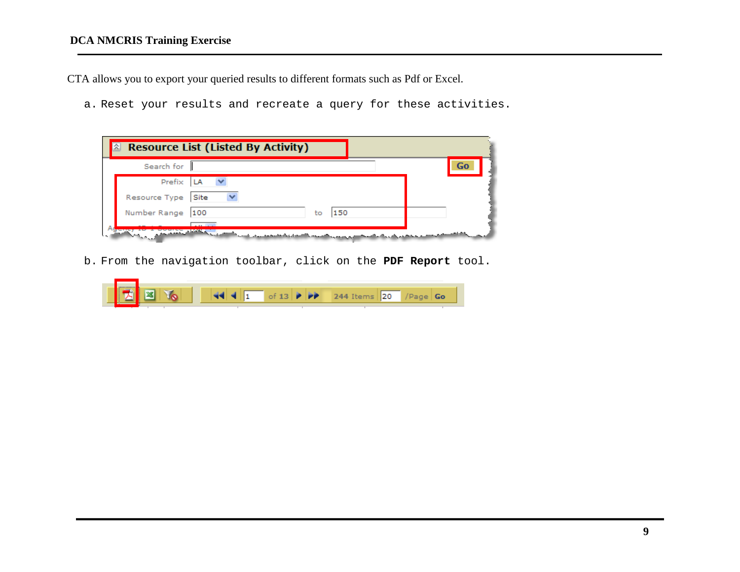CTA allows you to export your queried results to different formats such as Pdf or Excel.

a. Reset your results and recreate a query for these activities.

b. From the navigation toolbar, click on the **PDF Report** tool.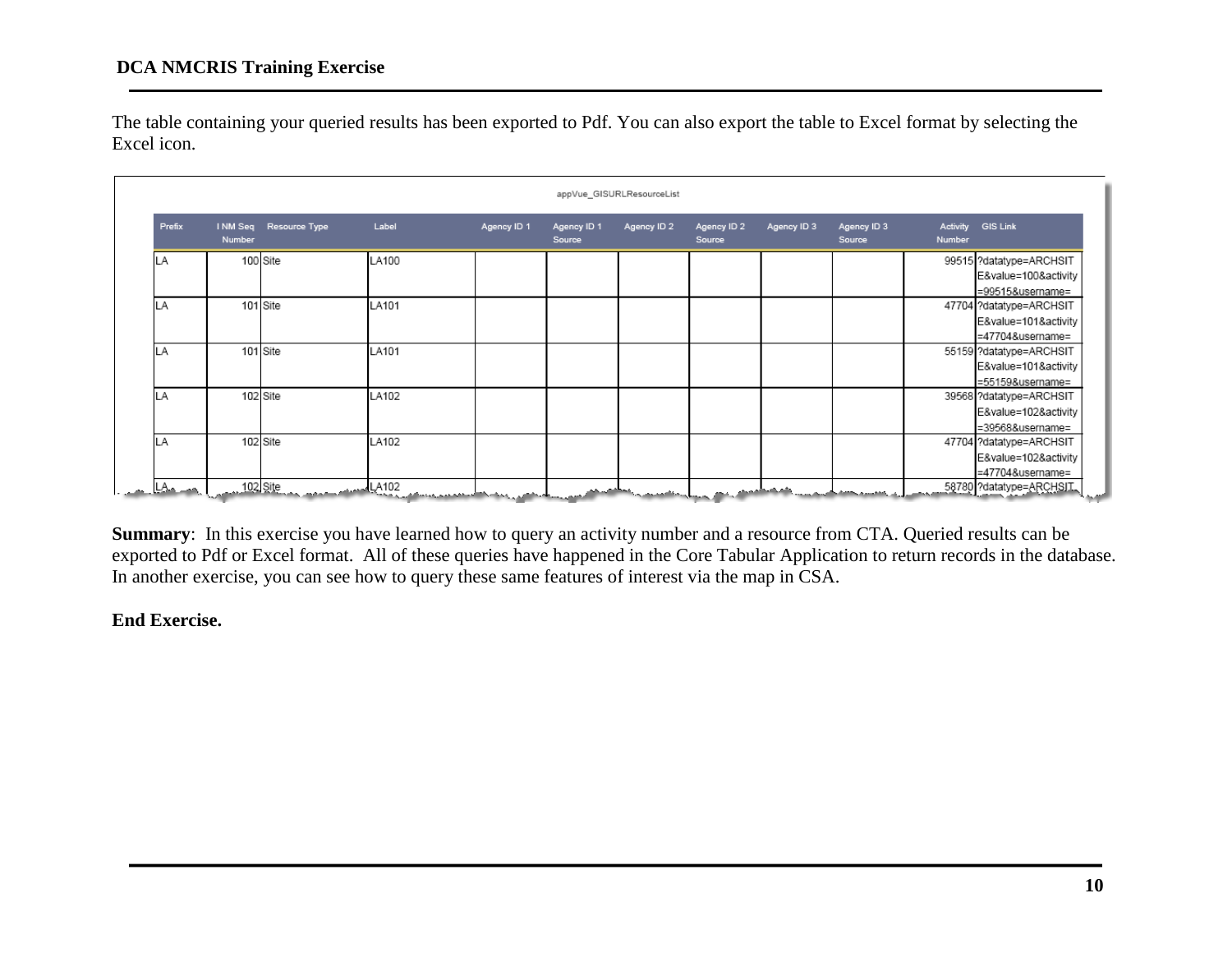The table containing your queried results has been exported to Pdf. You can also export the table to Excel format by selecting the Excel icon.

appVue_GISURLResourceList

| Prefix | I NM Seq Number | Resource Type | Label | Agency ID 1 | Agency ID 1 Source | Agency ID 2 | Agency ID 2 Source | Agency ID 3 | Agency ID 3 Source | Activity Number | GIS Link |
|---|---|---|---|---|---|---|---|---|---|---|---|
| LA | 100 | Site | LA100 | | | | | | | 99515 | ?datatype=ARCHSITE&value=100&activity=99515&username= |
| LA | 101 | Site | LA101 | | | | | | | 47704 | ?datatype=ARCHSITE&value=101&activity=47704&username= |
| LA | 101 | Site | LA101 | | | | | | | 55159 | ?datatype=ARCHSITE&value=101&activity=55159&username= |
| LA | 102 | Site | LA102 | | | | | | | 39568 | ?datatype=ARCHSITE&value=102&activity=39568&username= |
| LA | 102 | Site | LA102 | | | | | | | 47704 | ?datatype=ARCHSITE&value=102&activity=47704&username= |
| LA | 102 | Site | LA102 | | | | | | | 58780 | ?datatype=ARCHSIT |

**Summary**: In this exercise you have learned how to query an activity number and a resource from CTA. Queried results can be exported to Pdf or Excel format. All of these queries have happened in the Core Tabular Application to return records in the database. In another exercise, you can see how to query these same features of interest via the map in CSA.

**End Exercise.**